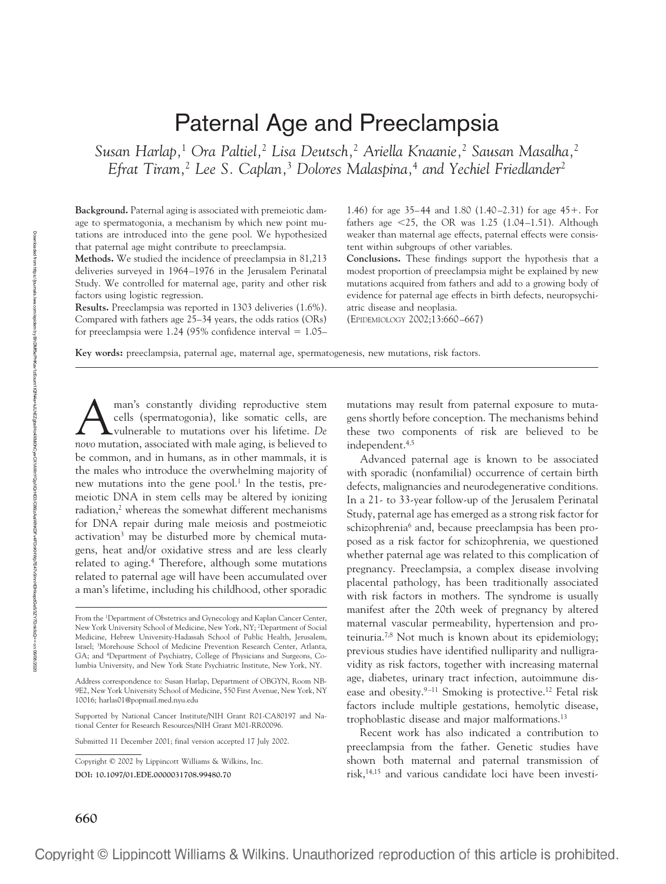# Paternal Age and Preeclampsia

*Susan Harlap,[1] Ora Paltiel,[2] Lisa Deutsch,[2] Ariella Knaanie,[2] Sausan Masalha,[2] Efrat Tiram,[2] Lee S. Caplan,[3] Dolores Malaspina,[4] and Yechiel Friedlander[2]*

**Background.** Paternal aging is associated with premeiotic damage to spermatogonia, a mechanism by which new point mutations are introduced into the gene pool. We hypothesized that paternal age might contribute to preeclampsia.

**Methods.** We studied the incidence of preeclampsia in 81,213 deliveries surveyed in 1964–1976 in the Jerusalem Perinatal Study. We controlled for maternal age, parity and other risk factors using logistic regression.

**Results.** Preeclampsia was reported in 1303 deliveries (1.6%). Compared with fathers age 25–34 years, the odds ratios (ORs) for preeclampsia were 1.24 (95% confidence interval = 1.05–1.46) for age 35–44 and 1.80 (1.40–2.31) for age 45+. For fathers age <25, the OR was 1.25 (1.04–1.51). Although weaker than maternal age effects, paternal effects were consistent within subgroups of other variables.

**Conclusions.** These findings support the hypothesis that a modest proportion of preeclampsia might be explained by new mutations acquired from fathers and add to a growing body of evidence for paternal age effects in birth defects, neuropsychiatric disease and neoplasia.

(EPIDEMIOLOGY 2002;13:660–667)

**Key words:** preeclampsia, paternal age, maternal age, spermatogenesis, new mutations, risk factors.

A man's constantly dividing reproductive stem cells (spermatogonia), like somatic cells, are vulnerable to mutations over his lifetime. *De novo* mutation, associated with male aging, is believed to be common, and in humans, as in other mammals, it is the males who introduce the overwhelming majority of new mutations into the gene pool.[1] In the testis, premeiotic DNA in stem cells may be altered by ionizing radiation,[2] whereas the somewhat different mechanisms for DNA repair during male meiosis and postmeiotic activation[3] may be disturbed more by chemical mutagens, heat and/or oxidative stress and are less clearly related to aging.[4] Therefore, although some mutations related to paternal age will have been accumulated over a man's lifetime, including his childhood, other sporadic mutations may result from paternal exposure to mutagens shortly before conception. The mechanisms behind these two components of risk are believed to be independent.[4,5]

Advanced paternal age is known to be associated with sporadic (nonfamilial) occurrence of certain birth defects, malignancies and neurodegenerative conditions. In a 21- to 33-year follow-up of the Jerusalem Perinatal Study, paternal age has emerged as a strong risk factor for schizophrenia[6] and, because preeclampsia has been proposed as a risk factor for schizophrenia, we questioned whether paternal age was related to this complication of pregnancy. Preeclampsia, a complex disease involving placental pathology, has been traditionally associated with risk factors in mothers. The syndrome is usually manifest after the 20th week of pregnancy by altered maternal vascular permeability, hypertension and proteinuria.[7,8] Not much is known about its epidemiology; previous studies have identified nulliparity and nulligravidity as risk factors, together with increasing maternal age, diabetes, urinary tract infection, autoimmune disease and obesity.[9–11] Smoking is protective.[12] Fetal risk factors include multiple gestations, hemolytic disease, trophoblastic disease and major malformations.[13]

Recent work has also indicated a contribution to preeclampsia from the father. Genetic studies have shown both maternal and paternal transmission of risk,[14,15] and various candidate loci have been investi-

From the [1]Department of Obstetrics and Gynecology and Kaplan Cancer Center, New York University School of Medicine, New York, NY; [2]Department of Social Medicine, Hebrew University-Hadassah School of Public Health, Jerusalem, Israel; [3]Morehouse School of Medicine Prevention Research Center, Atlanta, GA; and [4]Department of Psychiatry, College of Physicians and Surgeons, Columbia University, and New York State Psychiatric Institute, New York, NY.

Address correspondence to: Susan Harlap, Department of OBGYN, Room NB-9E2, New York University School of Medicine, 550 First Avenue, New York, NY 10016; harlas01@popmail.med.nyu.edu

Supported by National Cancer Institute/NIH Grant R01-CA80197 and National Center for Research Resources/NIH Grant M01-RR00096.

Submitted 11 December 2001; final version accepted 17 July 2002.

Copyright © 2002 by Lippincott Williams & Wilkins, Inc.

**DOI: 10.1097/01.EDE.0000031708.99480.70**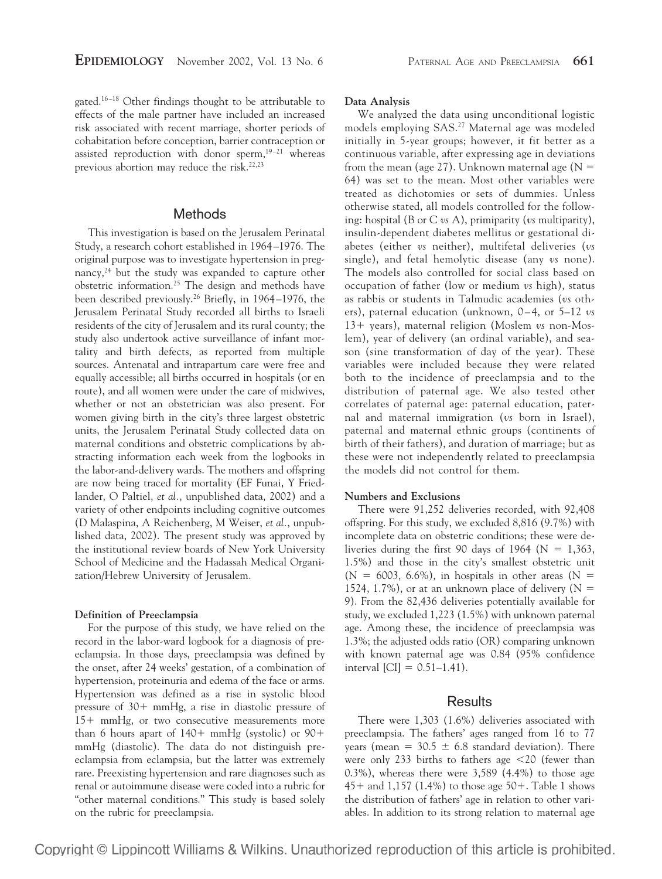gated.[16–18] Other findings thought to be attributable to effects of the male partner have included an increased risk associated with recent marriage, shorter periods of cohabitation before conception, barrier contraception or assisted reproduction with donor sperm,[19–21] whereas previous abortion may reduce the risk.[22,23]

## Methods

This investigation is based on the Jerusalem Perinatal Study, a research cohort established in 1964–1976. The original purpose was to investigate hypertension in pregnancy,[24] but the study was expanded to capture other obstetric information.[25] The design and methods have been described previously.[26] Briefly, in 1964–1976, the Jerusalem Perinatal Study recorded all births to Israeli residents of the city of Jerusalem and its rural county; the study also undertook active surveillance of infant mortality and birth defects, as reported from multiple sources. Antenatal and intrapartum care were free and equally accessible; all births occurred in hospitals (or en route), and all women were under the care of midwives, whether or not an obstetrician was also present. For women giving birth in the city's three largest obstetric units, the Jerusalem Perinatal Study collected data on maternal conditions and obstetric complications by abstracting information each week from the logbooks in the labor-and-delivery wards. The mothers and offspring are now being traced for mortality (EF Funai, Y Friedlander, O Paltiel, *et al.*, unpublished data, 2002) and a variety of other endpoints including cognitive outcomes (D Malaspina, A Reichenberg, M Weiser, *et al.*, unpublished data, 2002). The present study was approved by the institutional review boards of New York University School of Medicine and the Hadassah Medical Organization/Hebrew University of Jerusalem.

### Definition of Preeclampsia

For the purpose of this study, we have relied on the record in the labor-ward logbook for a diagnosis of preeclampsia. In those days, preeclampsia was defined by the onset, after 24 weeks' gestation, of a combination of hypertension, proteinuria and edema of the face or arms. Hypertension was defined as a rise in systolic blood pressure of 30+ mmHg, a rise in diastolic pressure of 15+ mmHg, or two consecutive measurements more than 6 hours apart of 140+ mmHg (systolic) or 90+ mmHg (diastolic). The data do not distinguish preeclampsia from eclampsia, but the latter was extremely rare. Preexisting hypertension and rare diagnoses such as renal or autoimmune disease were coded into a rubric for "other maternal conditions." This study is based solely on the rubric for preeclampsia.

### Data Analysis

We analyzed the data using unconditional logistic models employing SAS.[27] Maternal age was modeled initially in 5-year groups; however, it fit better as a continuous variable, after expressing age in deviations from the mean (age 27). Unknown maternal age (N = 64) was set to the mean. Most other variables were treated as dichotomies or sets of dummies. Unless otherwise stated, all models controlled for the following: hospital (B or C *vs* A), primiparity (*vs* multiparity), insulin-dependent diabetes mellitus or gestational diabetes (either *vs* neither), multifetal deliveries (*vs* single), and fetal hemolytic disease (any *vs* none). The models also controlled for social class based on occupation of father (low or medium *vs* high), status as rabbis or students in Talmudic academies (*vs* others), paternal education (unknown, 0–4, or 5–12 *vs* 13+ years), maternal religion (Moslem *vs* non-Moslem), year of delivery (an ordinal variable), and season (sine transformation of day of the year). These variables were included because they were related both to the incidence of preeclampsia and to the distribution of paternal age. We also tested other correlates of paternal age: paternal education, paternal and maternal immigration (*vs* born in Israel), paternal and maternal ethnic groups (continents of birth of their fathers), and duration of marriage; but as these were not independently related to preeclampsia the models did not control for them.

### Numbers and Exclusions

There were 91,252 deliveries recorded, with 92,408 offspring. For this study, we excluded 8,816 (9.7%) with incomplete data on obstetric conditions; these were deliveries during the first 90 days of 1964 (N = 1,363, 1.5%) and those in the city's smallest obstetric unit (N = 6003, 6.6%), in hospitals in other areas (N = 1524, 1.7%), or at an unknown place of delivery (N = 9). From the 82,436 deliveries potentially available for study, we excluded 1,223 (1.5%) with unknown paternal age. Among these, the incidence of preeclampsia was 1.3%; the adjusted odds ratio (OR) comparing unknown with known paternal age was 0.84 (95% confidence interval [CI] = 0.51–1.41).

## Results

There were 1,303 (1.6%) deliveries associated with preeclampsia. The fathers' ages ranged from 16 to 77 years (mean = 30.5 ± 6.8 standard deviation). There were only 233 births to fathers age <20 (fewer than 0.3%), whereas there were 3,589 (4.4%) to those age 45+ and 1,157 (1.4%) to those age 50+. Table 1 shows the distribution of fathers' age in relation to other variables. In addition to its strong relation to maternal age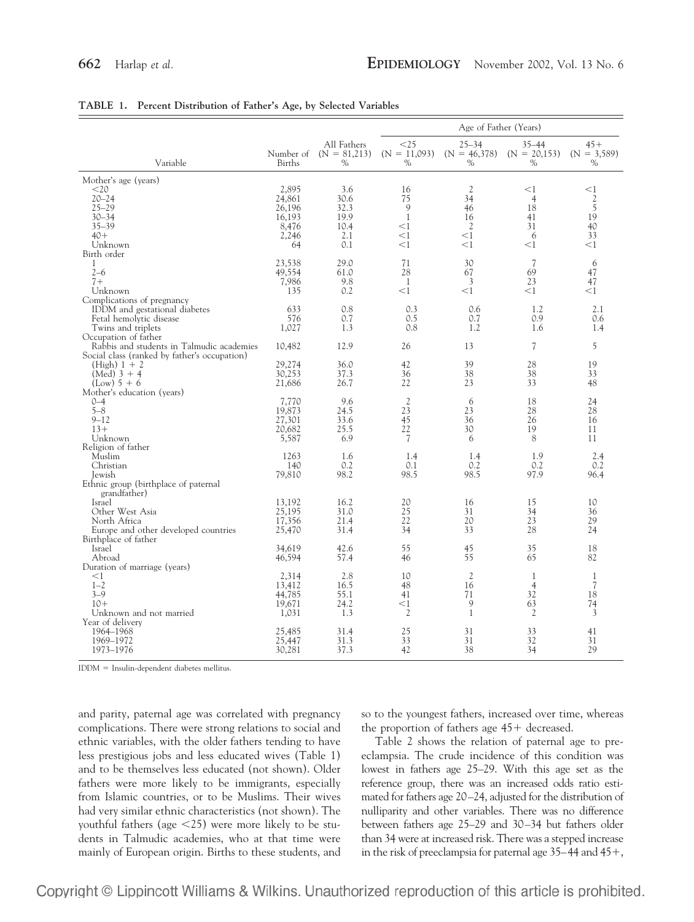**TABLE 1. Percent Distribution of Father's Age, by Selected Variables**

| Variable | Number of Births | All Fathers (N = 81,213) % | Age of Father (Years) <25 (N = 11,093) % | 25–34 (N = 46,378) % | 35–44 (N = 20,153) % | 45+ (N = 3,589) % |
|---|---|---|---|---|---|---|
| Mother's age (years) | | | | | | |
| <20 | 2,895 | 3.6 | 16 | 2 | <1 | <1 |
| 20–24 | 24,861 | 30.6 | 75 | 34 | 4 | 2 |
| 25–29 | 26,196 | 32.3 | 9 | 46 | 18 | 5 |
| 30–34 | 16,193 | 19.9 | 1 | 16 | 41 | 19 |
| 35–39 | 8,476 | 10.4 | <1 | 2 | 31 | 40 |
| 40+ | 2,246 | 2.1 | <1 | <1 | 6 | 33 |
| Unknown | 64 | 0.1 | <1 | <1 | <1 | <1 |
| Birth order | | | | | | |
| 1 | 23,538 | 29.0 | 71 | 30 | 7 | 6 |
| 2–6 | 49,554 | 61.0 | 28 | 67 | 69 | 47 |
| 7+ | 7,986 | 9.8 | 1 | 3 | 23 | 47 |
| Unknown | 135 | 0.2 | <1 | <1 | <1 | <1 |
| Complications of pregnancy | | | | | | |
| IDDM and gestational diabetes | 633 | 0.8 | 0.3 | 0.6 | 1.2 | 2.1 |
| Fetal hemolytic disease | 576 | 0.7 | 0.5 | 0.7 | 0.9 | 0.6 |
| Twins and triplets | 1,027 | 1.3 | 0.8 | 1.2 | 1.6 | 1.4 |
| Occupation of father | | | | | | |
| Rabbis and students in Talmudic academies | 10,482 | 12.9 | 26 | 13 | 7 | 5 |
| Social class (ranked by father's occupation) | | | | | | |
| (High) 1 + 2 | 29,274 | 36.0 | 42 | 39 | 28 | 19 |
| (Med) 3 + 4 | 30,253 | 37.3 | 36 | 38 | 38 | 33 |
| (Low) 5 + 6 | 21,686 | 26.7 | 22 | 23 | 33 | 48 |
| Mother's education (years) | | | | | | |
| 0–4 | 7,770 | 9.6 | 2 | 6 | 18 | 24 |
| 5–8 | 19,873 | 24.5 | 23 | 23 | 28 | 28 |
| 9–12 | 27,301 | 33.6 | 45 | 36 | 26 | 16 |
| 13+ | 20,682 | 25.5 | 22 | 30 | 19 | 11 |
| Unknown | 5,587 | 6.9 | 7 | 6 | 8 | 11 |
| Religion of father | | | | | | |
| Muslim | 1263 | 1.6 | 1.4 | 1.4 | 1.9 | 2.4 |
| Christian | 140 | 0.2 | 0.1 | 0.2 | 0.2 | 0.2 |
| Jewish | 79,810 | 98.2 | 98.5 | 98.5 | 97.9 | 96.4 |
| Ethnic group (birthplace of paternal grandfather) | | | | | | |
| Israel | 13,192 | 16.2 | 20 | 16 | 15 | 10 |
| Other West Asia | 25,195 | 31.0 | 25 | 31 | 34 | 36 |
| North Africa | 17,356 | 21.4 | 22 | 20 | 23 | 29 |
| Europe and other developed countries | 25,470 | 31.4 | 34 | 33 | 28 | 24 |
| Birthplace of father | | | | | | |
| Israel | 34,619 | 42.6 | 55 | 45 | 35 | 18 |
| Abroad | 46,594 | 57.4 | 46 | 55 | 65 | 82 |
| Duration of marriage (years) | | | | | | |
| <1 | 2,314 | 2.8 | 10 | 2 | 1 | 1 |
| 1–2 | 13,412 | 16.5 | 48 | 16 | 4 | 7 |
| 3–9 | 44,785 | 55.1 | 41 | 71 | 32 | 18 |
| 10+ | 19,671 | 24.2 | <1 | 9 | 63 | 74 |
| Unknown and not married | 1,031 | 1.3 | 2 | 1 | 2 | 3 |
| Year of delivery | | | | | | |
| 1964–1968 | 25,485 | 31.4 | 25 | 31 | 33 | 41 |
| 1969–1972 | 25,447 | 31.3 | 33 | 31 | 32 | 31 |
| 1973–1976 | 30,281 | 37.3 | 42 | 38 | 34 | 29 |

IDDM = Insulin-dependent diabetes mellitus.

and parity, paternal age was correlated with pregnancy complications. There were strong relations to social and ethnic variables, with the older fathers tending to have less prestigious jobs and less educated wives (Table 1) and to be themselves less educated (not shown). Older fathers were more likely to be immigrants, especially from Islamic countries, or to be Muslims. Their wives had very similar ethnic characteristics (not shown). The youthful fathers (age <25) were more likely to be students in Talmudic academies, who at that time were mainly of European origin. Births to these students, and so to the youngest fathers, increased over time, whereas the proportion of fathers age 45+ decreased.

Table 2 shows the relation of paternal age to preeclampsia. The crude incidence of this condition was lowest in fathers age 25–29. With this age set as the reference group, there was an increased odds ratio estimated for fathers age 20–24, adjusted for the distribution of nulliparity and other variables. There was no difference between fathers age 25–29 and 30–34 but fathers older than 34 were at increased risk. There was a stepped increase in the risk of preeclampsia for paternal age 35–44 and 45+,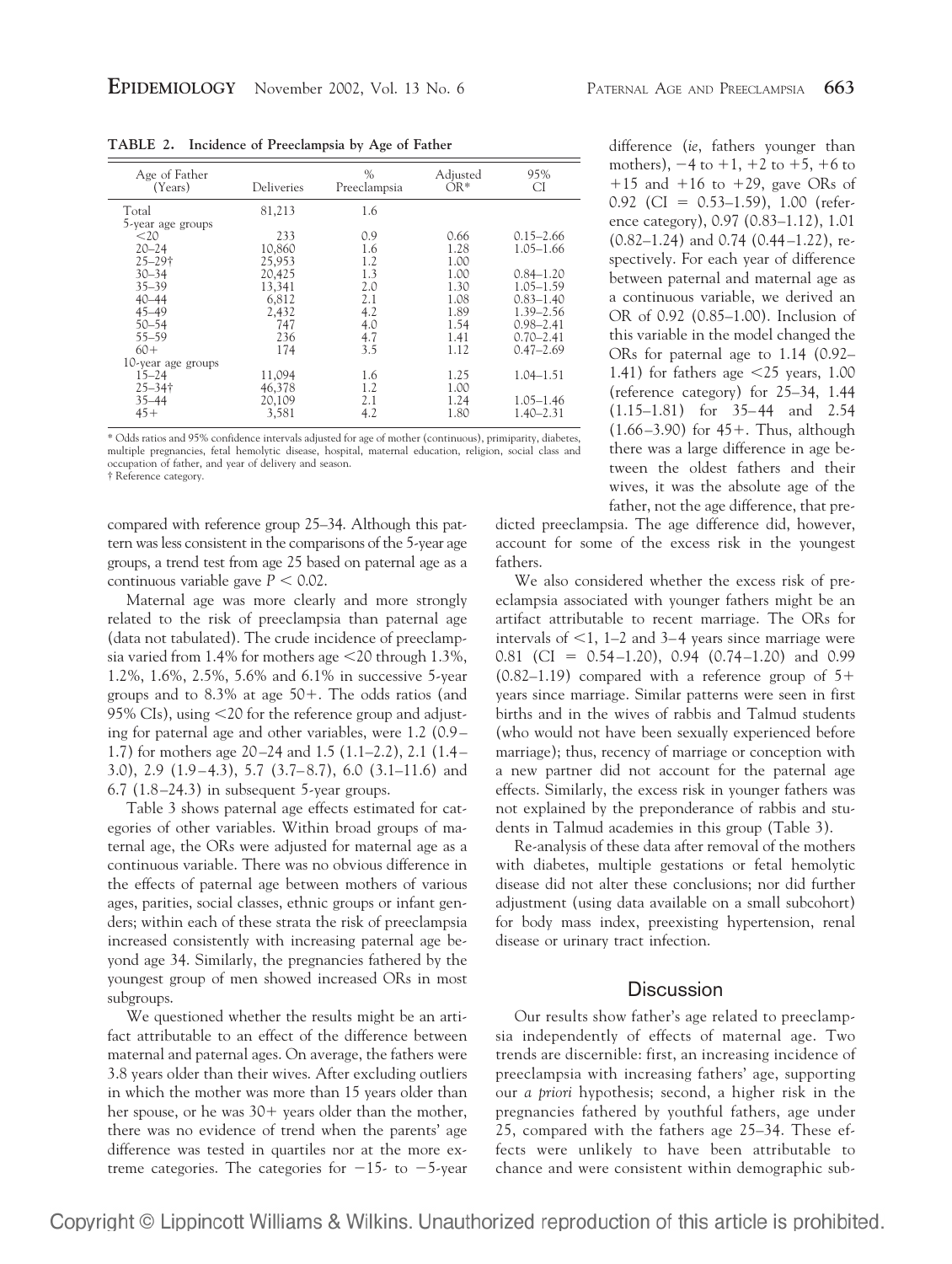**TABLE 2. Incidence of Preeclampsia by Age of Father**

| Age of Father (Years) | Deliveries | % Preeclampsia | Adjusted OR* | 95% CI |
|---|---|---|---|---|
| Total | 81,213 | 1.6 | | |
| 5-year age groups | | | | |
| <20 | 233 | 0.9 | 0.66 | 0.15–2.66 |
| 20–24 | 10,860 | 1.6 | 1.28 | 1.05–1.66 |
| 25–29† | 25,953 | 1.2 | 1.00 | |
| 30–34 | 20,425 | 1.3 | 1.00 | 0.84–1.20 |
| 35–39 | 13,341 | 2.0 | 1.30 | 1.05–1.59 |
| 40–44 | 6,812 | 2.1 | 1.08 | 0.83–1.40 |
| 45–49 | 2,432 | 4.2 | 1.89 | 1.39–2.56 |
| 50–54 | 747 | 4.0 | 1.54 | 0.98–2.41 |
| 55–59 | 236 | 4.7 | 1.41 | 0.70–2.41 |
| 60+ | 174 | 3.5 | 1.12 | 0.47–2.69 |
| 10-year age groups | | | | |
| 15–24 | 11,094 | 1.6 | 1.25 | 1.04–1.51 |
| 25–34† | 46,378 | 1.2 | 1.00 | |
| 35–44 | 20,109 | 2.1 | 1.24 | 1.05–1.46 |
| 45+ | 3,581 | 4.2 | 1.80 | 1.40–2.31 |

\* Odds ratios and 95% confidence intervals adjusted for age of mother (continuous), primiparity, diabetes, multiple pregnancies, fetal hemolytic disease, hospital, maternal education, religion, social class and occupation of father, and year of delivery and season.
† Reference category.

compared with reference group 25–34. Although this pattern was less consistent in the comparisons of the 5-year age groups, a trend test from age 25 based on paternal age as a continuous variable gave $P < 0.02$.

Maternal age was more clearly and more strongly related to the risk of preeclampsia than paternal age (data not tabulated). The crude incidence of preeclampsia varied from 1.4% for mothers age <20 through 1.3%, 1.2%, 1.6%, 2.5%, 5.6% and 6.1% in successive 5-year groups and to 8.3% at age 50+. The odds ratios (and 95% CIs), using <20 for the reference group and adjusting for paternal age and other variables, were 1.2 (0.9–1.7) for mothers age 20–24 and 1.5 (1.1–2.2), 2.1 (1.4–3.0), 2.9 (1.9–4.3), 5.7 (3.7–8.7), 6.0 (3.1–11.6) and 6.7 (1.8–24.3) in subsequent 5-year groups.

Table 3 shows paternal age effects estimated for categories of other variables. Within broad groups of maternal age, the ORs were adjusted for maternal age as a continuous variable. There was no obvious difference in the effects of paternal age between mothers of various ages, parities, social classes, ethnic groups or infant genders; within each of these strata the risk of preeclampsia increased consistently with increasing paternal age beyond age 34. Similarly, the pregnancies fathered by the youngest group of men showed increased ORs in most subgroups.

We questioned whether the results might be an artifact attributable to an effect of the difference between maternal and paternal ages. On average, the fathers were 3.8 years older than their wives. After excluding outliers in which the mother was more than 15 years older than her spouse, or he was 30+ years older than the mother, there was no evidence of trend when the parents' age difference was tested in quartiles nor at the more extreme categories. The categories for −15- to −5-year difference (*ie*, fathers younger than mothers), −4 to +1, +2 to +5, +6 to +15 and +16 to +29, gave ORs of 0.92 (CI = 0.53–1.59), 1.00 (reference category), 0.97 (0.83–1.12), 1.01 (0.82–1.24) and 0.74 (0.44–1.22), respectively. For each year of difference between paternal and maternal age as a continuous variable, we derived an OR of 0.92 (0.85–1.00). Inclusion of this variable in the model changed the ORs for paternal age to 1.14 (0.92–1.41) for fathers age <25 years, 1.00 (reference category) for 25–34, 1.44 (1.15–1.81) for 35–44 and 2.54 (1.66–3.90) for 45+. Thus, although there was a large difference in age between the oldest fathers and their wives, it was the absolute age of the father, not the age difference, that predicted preeclampsia. The age difference did, however, account for some of the excess risk in the youngest fathers.

We also considered whether the excess risk of preeclampsia associated with younger fathers might be an artifact attributable to recent marriage. The ORs for intervals of <1, 1–2 and 3–4 years since marriage were 0.81 (CI = 0.54–1.20), 0.94 (0.74–1.20) and 0.99 (0.82–1.19) compared with a reference group of 5+ years since marriage. Similar patterns were seen in first births and in the wives of rabbis and Talmud students (who would not have been sexually experienced before marriage); thus, recency of marriage or conception with a new partner did not account for the paternal age effects. Similarly, the excess risk in younger fathers was not explained by the preponderance of rabbis and students in Talmud academies in this group (Table 3).

Re-analysis of these data after removal of the mothers with diabetes, multiple gestations or fetal hemolytic disease did not alter these conclusions; nor did further adjustment (using data available on a small subcohort) for body mass index, preexisting hypertension, renal disease or urinary tract infection.

## Discussion

Our results show father's age related to preeclampsia independently of effects of maternal age. Two trends are discernible: first, an increasing incidence of preeclampsia with increasing fathers' age, supporting our *a priori* hypothesis; second, a higher risk in the pregnancies fathered by youthful fathers, age under 25, compared with the fathers age 25–34. These effects were unlikely to have been attributable to chance and were consistent within demographic sub-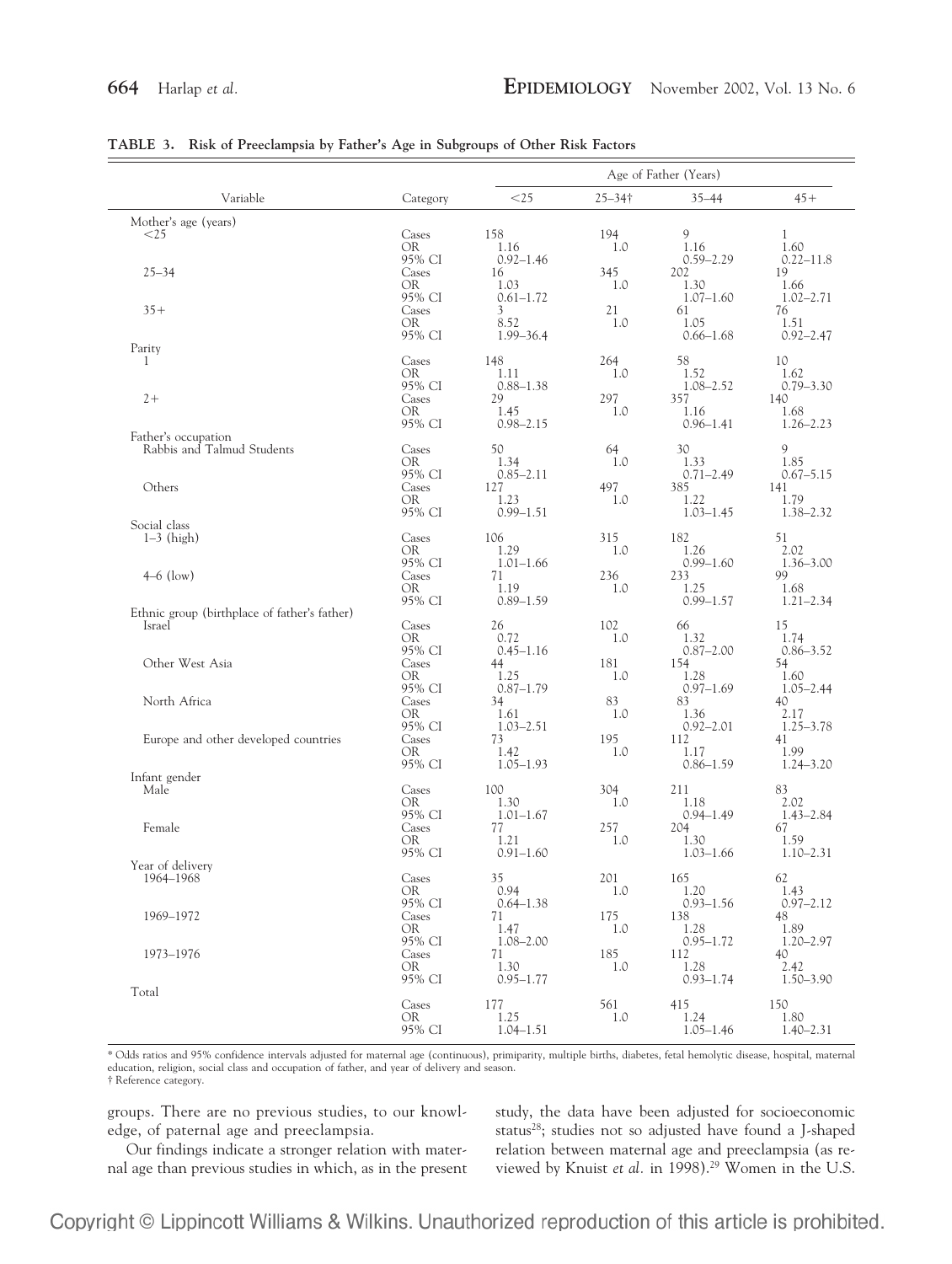**TABLE 3. Risk of Preeclampsia by Father's Age in Subgroups of Other Risk Factors**

| Variable | Category | Age of Father (Years) | | | |
|---|---|---|---|---|---|
| | | <25 | 25–34† | 35–44 | 45+ |
| Mother's age (years) | | | | | |
| <25 | Cases | 158 | 194 | 9 | 1 |
| | OR | 1.16 | 1.0 | 1.16 | 1.60 |
| | 95% CI | 0.92–1.46 | | 0.59–2.29 | 0.22–11.8 |
| 25–34 | Cases | 16 | 345 | 202 | 19 |
| | OR | 1.03 | 1.0 | 1.30 | 1.66 |
| | 95% CI | 0.61–1.72 | | 1.07–1.60 | 1.02–2.71 |
| 35+ | Cases | 3 | 21 | 61 | 76 |
| | OR | 8.52 | 1.0 | 1.05 | 1.51 |
| | 95% CI | 1.99–36.4 | | 0.66–1.68 | 0.92–2.47 |
| Parity | | | | | |
| 1 | Cases | 148 | 264 | 58 | 10 |
| | OR | 1.11 | 1.0 | 1.52 | 1.62 |
| | 95% CI | 0.88–1.38 | | 1.08–2.52 | 0.79–3.30 |
| 2+ | Cases | 29 | 297 | 357 | 140 |
| | OR | 1.45 | 1.0 | 1.16 | 1.68 |
| | 95% CI | 0.98–2.15 | | 0.96–1.41 | 1.26–2.23 |
| Father's occupation | | | | | |
| Rabbis and Talmud Students | Cases | 50 | 64 | 30 | 9 |
| | OR | 1.34 | 1.0 | 1.33 | 1.85 |
| | 95% CI | 0.85–2.11 | | 0.71–2.49 | 0.67–5.15 |
| Others | Cases | 127 | 497 | 385 | 141 |
| | OR | 1.23 | 1.0 | 1.22 | 1.79 |
| | 95% CI | 0.99–1.51 | | 1.03–1.45 | 1.38–2.32 |
| Social class | | | | | |
| 1–3 (high) | Cases | 106 | 315 | 182 | 51 |
| | OR | 1.29 | 1.0 | 1.26 | 2.02 |
| | 95% CI | 1.01–1.66 | | 0.99–1.60 | 1.36–3.00 |
| 4–6 (low) | Cases | 71 | 236 | 233 | 99 |
| | OR | 1.19 | 1.0 | 1.25 | 1.68 |
| | 95% CI | 0.89–1.59 | | 0.99–1.57 | 1.21–2.34 |
| Ethnic group (birthplace of father's father) | | | | | |
| Israel | Cases | 26 | 102 | 66 | 15 |
| | OR | 0.72 | 1.0 | 1.32 | 1.74 |
| | 95% CI | 0.45–1.16 | | 0.87–2.00 | 0.86–3.52 |
| Other West Asia | Cases | 44 | 181 | 154 | 54 |
| | OR | 1.25 | 1.0 | 1.28 | 1.60 |
| | 95% CI | 0.87–1.79 | | 0.97–1.69 | 1.05–2.44 |
| North Africa | Cases | 34 | 83 | 83 | 40 |
| | OR | 1.61 | 1.0 | 1.36 | 2.17 |
| | 95% CI | 1.03–2.51 | | 0.92–2.01 | 1.25–3.78 |
| Europe and other developed countries | Cases | 73 | 195 | 112 | 41 |
| | OR | 1.42 | 1.0 | 1.17 | 1.99 |
| | 95% CI | 1.05–1.93 | | 0.86–1.59 | 1.24–3.20 |
| Infant gender | | | | | |
| Male | Cases | 100 | 304 | 211 | 83 |
| | OR | 1.30 | 1.0 | 1.18 | 2.02 |
| | 95% CI | 1.01–1.67 | | 0.94–1.49 | 1.43–2.84 |
| Female | Cases | 77 | 257 | 204 | 67 |
| | OR | 1.21 | 1.0 | 1.30 | 1.59 |
| | 95% CI | 0.91–1.60 | | 1.03–1.66 | 1.10–2.31 |
| Year of delivery | | | | | |
| 1964–1968 | Cases | 35 | 201 | 165 | 62 |
| | OR | 0.94 | 1.0 | 1.20 | 1.43 |
| | 95% CI | 0.64–1.38 | | 0.93–1.56 | 0.97–2.12 |
| 1969–1972 | Cases | 71 | 175 | 138 | 48 |
| | OR | 1.47 | 1.0 | 1.28 | 1.89 |
| | 95% CI | 1.08–2.00 | | 0.95–1.72 | 1.20–2.97 |
| 1973–1976 | Cases | 71 | 185 | 112 | 40 |
| | OR | 1.30 | 1.0 | 1.28 | 2.42 |
| | 95% CI | 0.95–1.77 | | 0.93–1.74 | 1.50–3.90 |
| Total | | | | | |
| | Cases | 177 | 561 | 415 | 150 |
| | OR | 1.25 | 1.0 | 1.24 | 1.80 |
| | 95% CI | 1.04–1.51 | | 1.05–1.46 | 1.40–2.31 |

* Odds ratios and 95% confidence intervals adjusted for maternal age (continuous), primiparity, multiple births, diabetes, fetal hemolytic disease, hospital, maternal education, religion, social class and occupation of father, and year of delivery and season.
† Reference category.

groups. There are no previous studies, to our knowledge, of paternal age and preeclampsia.

Our findings indicate a stronger relation with maternal age than previous studies in which, as in the present study, the data have been adjusted for socioeconomic status[28]; studies not so adjusted have found a J-shaped relation between maternal age and preeclampsia (as reviewed by Knuist *et al.* in 1998).[29] Women in the U.S.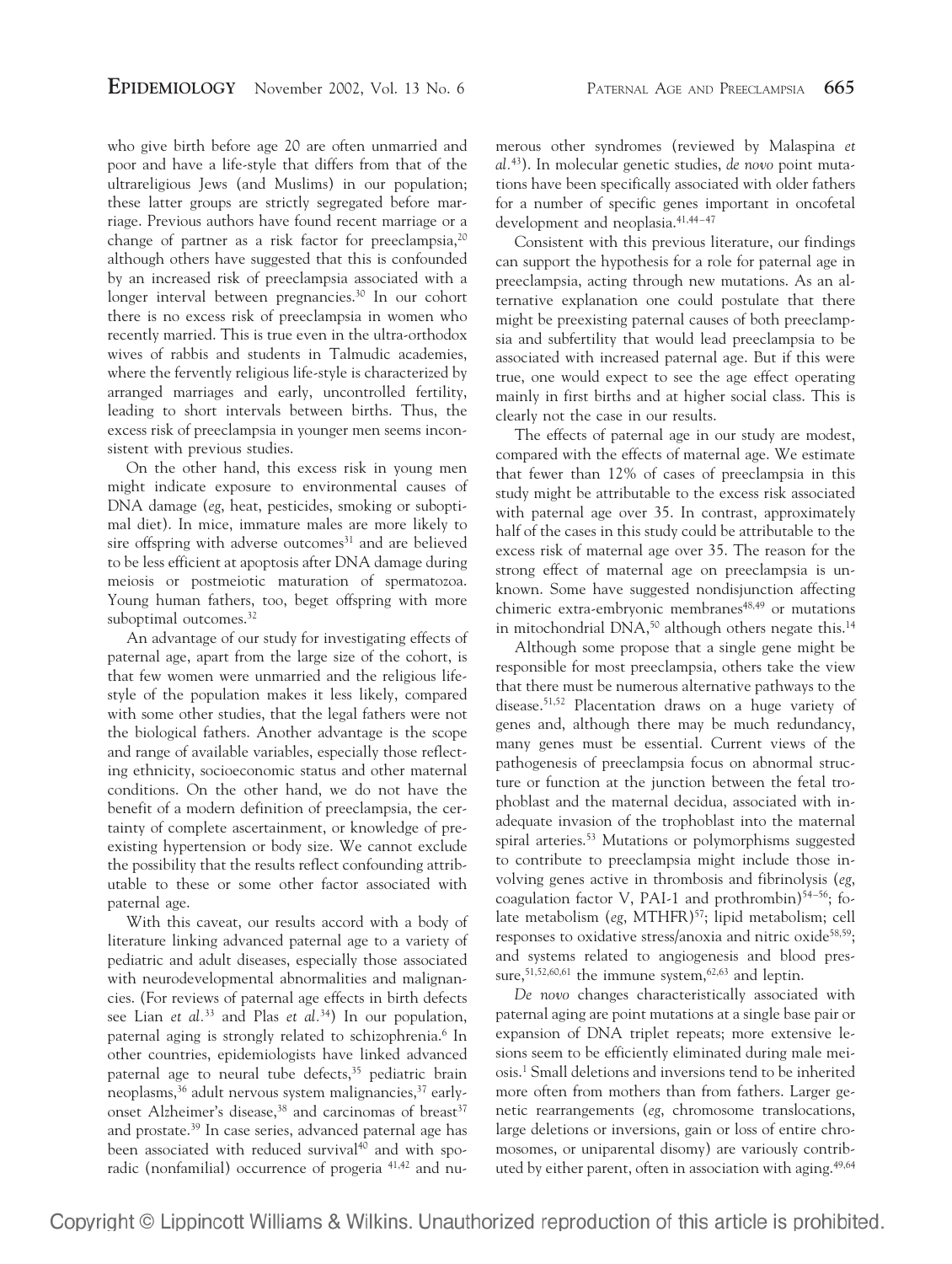who give birth before age 20 are often unmarried and poor and have a life-style that differs from that of the ultrareligious Jews (and Muslims) in our population; these latter groups are strictly segregated before marriage. Previous authors have found recent marriage or a change of partner as a risk factor for preeclampsia,[20] although others have suggested that this is confounded by an increased risk of preeclampsia associated with a longer interval between pregnancies.[30] In our cohort there is no excess risk of preeclampsia in women who recently married. This is true even in the ultra-orthodox wives of rabbis and students in Talmudic academies, where the fervently religious life-style is characterized by arranged marriages and early, uncontrolled fertility, leading to short intervals between births. Thus, the excess risk of preeclampsia in younger men seems inconsistent with previous studies.

On the other hand, this excess risk in young men might indicate exposure to environmental causes of DNA damage (*eg*, heat, pesticides, smoking or suboptimal diet). In mice, immature males are more likely to sire offspring with adverse outcomes[31] and are believed to be less efficient at apoptosis after DNA damage during meiosis or postmeiotic maturation of spermatozoa. Young human fathers, too, beget offspring with more suboptimal outcomes.[32]

An advantage of our study for investigating effects of paternal age, apart from the large size of the cohort, is that few women were unmarried and the religious life-style of the population makes it less likely, compared with some other studies, that the legal fathers were not the biological fathers. Another advantage is the scope and range of available variables, especially those reflecting ethnicity, socioeconomic status and other maternal conditions. On the other hand, we do not have the benefit of a modern definition of preeclampsia, the certainty of complete ascertainment, or knowledge of preexisting hypertension or body size. We cannot exclude the possibility that the results reflect confounding attributable to these or some other factor associated with paternal age.

With this caveat, our results accord with a body of literature linking advanced paternal age to a variety of pediatric and adult diseases, especially those associated with neurodevelopmental abnormalities and malignancies. (For reviews of paternal age effects in birth defects see Lian *et al.*[33] and Plas *et al.*[34]) In our population, paternal aging is strongly related to schizophrenia.[6] In other countries, epidemiologists have linked advanced paternal age to neural tube defects,[35] pediatric brain neoplasms,[36] adult nervous system malignancies,[37] early-onset Alzheimer's disease,[38] and carcinomas of breast[37] and prostate.[39] In case series, advanced paternal age has been associated with reduced survival[40] and with sporadic (nonfamilial) occurrence of progeria [41,42] and numerous other syndromes (reviewed by Malaspina *et al.*[43]). In molecular genetic studies, *de novo* point mutations have been specifically associated with older fathers for a number of specific genes important in oncofetal development and neoplasia.[41,44–47]

Consistent with this previous literature, our findings can support the hypothesis for a role for paternal age in preeclampsia, acting through new mutations. As an alternative explanation one could postulate that there might be preexisting paternal causes of both preeclampsia and subfertility that would lead preeclampsia to be associated with increased paternal age. But if this were true, one would expect to see the age effect operating mainly in first births and at higher social class. This is clearly not the case in our results.

The effects of paternal age in our study are modest, compared with the effects of maternal age. We estimate that fewer than 12% of cases of preeclampsia in this study might be attributable to the excess risk associated with paternal age over 35. In contrast, approximately half of the cases in this study could be attributable to the excess risk of maternal age over 35. The reason for the strong effect of maternal age on preeclampsia is unknown. Some have suggested nondisjunction affecting chimeric extra-embryonic membranes[48,49] or mutations in mitochondrial DNA,[50] although others negate this.[14]

Although some propose that a single gene might be responsible for most preeclampsia, others take the view that there must be numerous alternative pathways to the disease.[51,52] Placentation draws on a huge variety of genes and, although there may be much redundancy, many genes must be essential. Current views of the pathogenesis of preeclampsia focus on abnormal structure or function at the junction between the fetal trophoblast and the maternal decidua, associated with inadequate invasion of the trophoblast into the maternal spiral arteries.[53] Mutations or polymorphisms suggested to contribute to preeclampsia might include those involving genes active in thrombosis and fibrinolysis (*eg*, coagulation factor V, PAI-1 and prothrombin)[54–56]; folate metabolism (*eg*, MTHFR)[57]; lipid metabolism; cell responses to oxidative stress/anoxia and nitric oxide[58,59]; and systems related to angiogenesis and blood pressure,[51,52,60,61] the immune system,[62,63] and leptin.

*De novo* changes characteristically associated with paternal aging are point mutations at a single base pair or expansion of DNA triplet repeats; more extensive lesions seem to be efficiently eliminated during male meiosis.[1] Small deletions and inversions tend to be inherited more often from mothers than from fathers. Larger genetic rearrangements (*eg*, chromosome translocations, large deletions or inversions, gain or loss of entire chromosomes, or uniparental disomy) are variously contributed by either parent, often in association with aging.[49,64]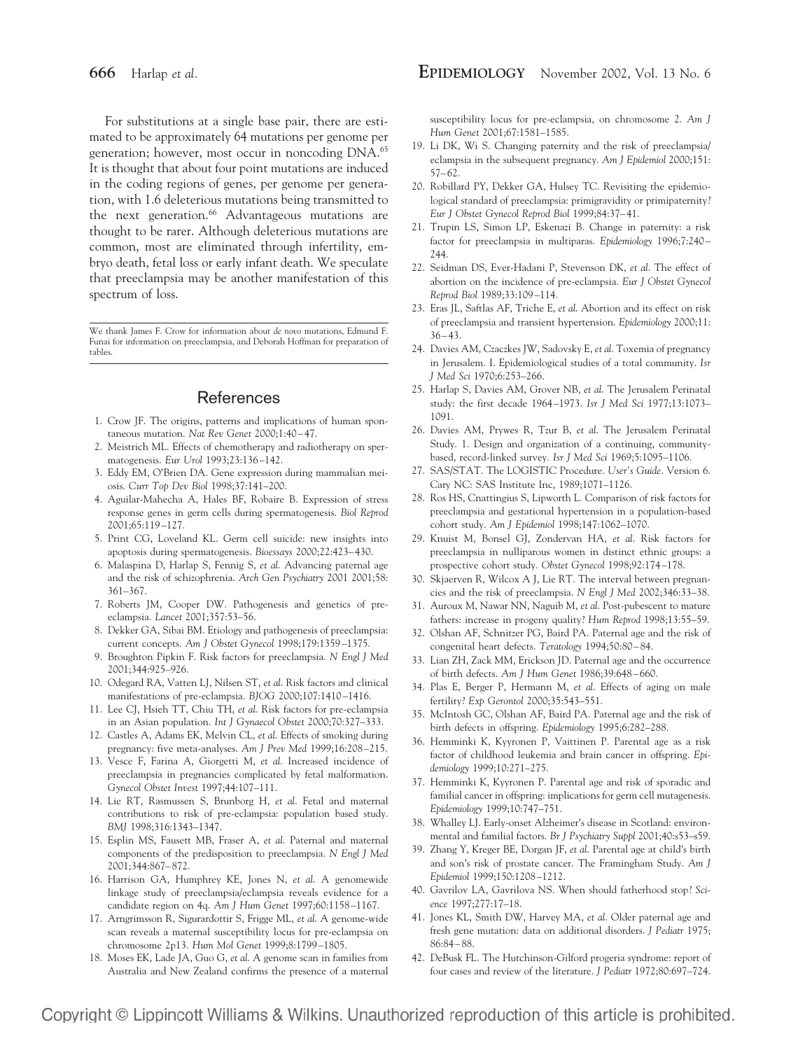For substitutions at a single base pair, there are estimated to be approximately 64 mutations per genome per generation; however, most occur in noncoding DNA.[65] It is thought that about four point mutations are induced in the coding regions of genes, per genome per generation, with 1.6 deleterious mutations being transmitted to the next generation.[66] Advantageous mutations are thought to be rarer. Although deleterious mutations are common, most are eliminated through infertility, embryo death, fetal loss or early infant death. We speculate that preeclampsia may be another manifestation of this spectrum of loss.

We thank James F. Crow for information about *de novo* mutations, Edmund F. Funai for information on preeclampsia, and Deborah Hoffman for preparation of tables.

## References

1. Crow JF. The origins, patterns and implications of human spontaneous mutation. *Nat Rev Genet* 2000;1:40–47.
2. Meistrich ML. Effects of chemotherapy and radiotherapy on spermatogenesis. *Eur Urol* 1993;23:136–142.
3. Eddy EM, O'Brien DA. Gene expression during mammalian meiosis. *Curr Top Dev Biol* 1998;37:141–200.
4. Aguilar-Mahecha A, Hales BF, Robaire B. Expression of stress response genes in germ cells during spermatogenesis. *Biol Reprod* 2001;65:119–127.
5. Print CG, Loveland KL. Germ cell suicide: new insights into apoptosis during spermatogenesis. *Bioessays* 2000;22:423–430.
6. Malaspina D, Harlap S, Fennig S, *et al.* Advancing paternal age and the risk of schizophrenia. *Arch Gen Psychiatry* 2001 2001;58: 361–367.
7. Roberts JM, Cooper DW. Pathogenesis and genetics of preeclampsia. *Lancet* 2001;357:53–56.
8. Dekker GA, Sibai BM. Etiology and pathogenesis of preeclampsia: current concepts. *Am J Obstet Gynecol* 1998;179:1359–1375.
9. Broughton Pipkin F. Risk factors for preeclampsia. *N Engl J Med* 2001;344:925–926.
10. Odegard RA, Vatten LJ, Nilsen ST, *et al.* Risk factors and clinical manifestations of pre-eclampsia. *BJOG* 2000;107:1410–1416.
11. Lee CJ, Hsieh TT, Chiu TH, *et al.* Risk factors for pre-eclampsia in an Asian population. *Int J Gynaecol Obstet* 2000;70:327–333.
12. Castles A, Adams EK, Melvin CL, *et al.* Effects of smoking during pregnancy: five meta-analyses. *Am J Prev Med* 1999;16:208–215.
13. Vesce F, Farina A, Giorgetti M, *et al.* Increased incidence of preeclampsia in pregnancies complicated by fetal malformation. *Gynecol Obstet Invest* 1997;44:107–111.
14. Lie RT, Rasmussen S, Brunborg H, *et al.* Fetal and maternal contributions to risk of pre-eclampsia: population based study. *BMJ* 1998;316:1343–1347.
15. Esplin MS, Fausett MB, Fraser A, *et al.* Paternal and maternal components of the predisposition to preeclampsia. *N Engl J Med* 2001;344:867–872.
16. Harrison GA, Humphrey KE, Jones N, *et al.* A genomewide linkage study of preeclampsia/eclampsia reveals evidence for a candidate region on 4q. *Am J Hum Genet* 1997;60:1158–1167.
17. Arngrimsson R, Sigurardottir S, Frigge ML, *et al.* A genome-wide scan reveals a maternal susceptibility locus for pre-eclampsia on chromosome 2p13. *Hum Mol Genet* 1999;8:1799–1805.
18. Moses EK, Lade JA, Guo G, *et al.* A genome scan in families from Australia and New Zealand confirms the presence of a maternal susceptibility locus for pre-eclampsia, on chromosome 2. *Am J Hum Genet* 2001;67:1581–1585.
19. Li DK, Wi S. Changing paternity and the risk of preeclampsia/eclampsia in the subsequent pregnancy. *Am J Epidemiol* 2000;151: 57–62.
20. Robillard PY, Dekker GA, Hulsey TC. Revisiting the epidemiological standard of preeclampsia: primigravidity or primipaternity? *Eur J Obstet Gynecol Reprod Biol* 1999;84:37–41.
21. Trupin LS, Simon LP, Eskenazi B. Change in paternity: a risk factor for preeclampsia in multiparas. *Epidemiology* 1996;7:240–244.
22. Seidman DS, Ever-Hadani P, Stevenson DK, *et al.* The effect of abortion on the incidence of pre-eclampsia. *Eur J Obstet Gynecol Reprod Biol* 1989;33:109–114.
23. Eras JL, Saftlas AF, Triche E, *et al.* Abortion and its effect on risk of preeclampsia and transient hypertension. *Epidemiology* 2000;11: 36–43.
24. Davies AM, Czaczkes JW, Sadovsky E, *et al.* Toxemia of pregnancy in Jerusalem. I. Epidemiological studies of a total community. *Isr J Med Sci* 1970;6:253–266.
25. Harlap S, Davies AM, Grover NB, *et al.* The Jerusalem Perinatal study: the first decade 1964–1973. *Isr J Med Sci* 1977;13:1073–1091.
26. Davies AM, Prywes R, Tzur B, *et al.* The Jerusalem Perinatal Study. 1. Design and organization of a continuing, community-based, record-linked survey. *Isr J Med Sci* 1969;5:1095–1106.
27. SAS/STAT. The LOGISTIC Procedure. *User's Guide*. Version 6. Cary NC: SAS Institute Inc, 1989;1071–1126.
28. Ros HS, Cnattingius S, Lipworth L. Comparison of risk factors for preeclampsia and gestational hypertension in a population-based cohort study. *Am J Epidemiol* 1998;147:1062–1070.
29. Knuist M, Bonsel GJ, Zondervan HA, *et al.* Risk factors for preeclampsia in nulliparous women in distinct ethnic groups: a prospective cohort study. *Obstet Gynecol* 1998;92:174–178.
30. Skjaerven R, Wilcox A J, Lie RT. The interval between pregnancies and the risk of preeclampsia. *N Engl J Med* 2002;346:33–38.
31. Auroux M, Nawar NN, Naguib M, *et al.* Post-pubescent to mature fathers: increase in progeny quality? *Hum Reprod* 1998;13:55–59.
32. Olshan AF, Schnitzer PG, Baird PA. Paternal age and the risk of congenital heart defects. *Teratology* 1994;50:80–84.
33. Lian ZH, Zack MM, Erickson JD. Paternal age and the occurrence of birth defects. *Am J Hum Genet* 1986;39:648–660.
34. Plas E, Berger P, Hermann M, *et al.* Effects of aging on male fertility? *Exp Gerontol* 2000;35:543–551.
35. McIntosh GC, Olshan AF, Baird PA. Paternal age and the risk of birth defects in offspring. *Epidemiology* 1995;6:282–288.
36. Hemminki K, Kyyronen P, Vaittinen P. Parental age as a risk factor of childhood leukemia and brain cancer in offspring. *Epidemiology* 1999;10:271–275.
37. Hemminki K, Kyyronen P. Parental age and risk of sporadic and familial cancer in offspring: implications for germ cell mutagenesis. *Epidemiology* 1999;10:747–751.
38. Whalley LJ. Early-onset Alzheimer's disease in Scotland: environmental and familial factors. *Br J Psychiatry Suppl* 2001;40:s53–s59.
39. Zhang Y, Kreger BE, Dorgan JF, *et al.* Parental age at child's birth and son's risk of prostate cancer. The Framingham Study. *Am J Epidemiol* 1999;150:1208–1212.
40. Gavrilov LA, Gavrilova NS. When should fatherhood stop? *Science* 1997;277:17–18.
41. Jones KL, Smith DW, Harvey MA, *et al.* Older paternal age and fresh gene mutation: data on additional disorders. *J Pediatr* 1975; 86:84–88.
42. DeBusk FL. The Hutchinson-Gilford progeria syndrome: report of four cases and review of the literature. *J Pediatr* 1972;80:697–724.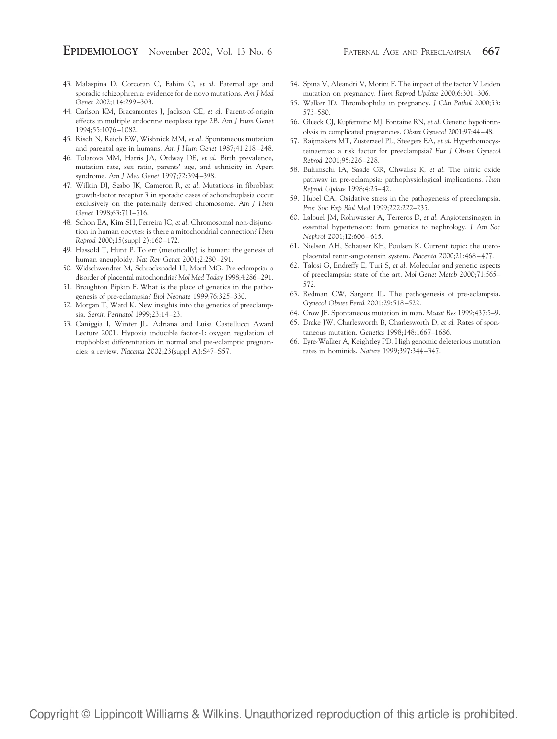43. Malaspina D, Corcoran C, Fahim C, *et al*. Paternal age and sporadic schizophrenia: evidence for de novo mutations. *Am J Med Genet* 2002;114:299–303.
44. Carlson KM, Bracamontes J, Jackson CE, *et al*. Parent-of-origin effects in multiple endocrine neoplasia type 2B. *Am J Hum Genet* 1994;55:1076–1082.
45. Risch N, Reich EW, Wishnick MM, *et al*. Spontaneous mutation and parental age in humans. *Am J Hum Genet* 1987;41:218–248.
46. Tolarova MM, Harris JA, Ordway DE, *et al*. Birth prevalence, mutation rate, sex ratio, parents' age, and ethnicity in Apert syndrome. *Am J Med Genet* 1997;72:394–398.
47. Wilkin DJ, Szabo JK, Cameron R, *et al*. Mutations in fibroblast growth-factor receptor 3 in sporadic cases of achondroplasia occur exclusively on the paternally derived chromosome. *Am J Hum Genet* 1998;63:711–716.
48. Schon EA, Kim SH, Ferreira JC, *et al*. Chromosomal non-disjunction in human oocytes: is there a mitochondrial connection? *Hum Reprod* 2000;15(suppl 2):160–172.
49. Hassold T, Hunt P. To err (meiotically) is human: the genesis of human aneuploidy. *Nat Rev Genet* 2001;2:280–291.
50. Widschwendter M, Schrocksnadel H, Mortl MG. Pre-eclampsia: a disorder of placental mitochondria? *Mol Med Today* 1998;4:286–291.
51. Broughton Pipkin F. What is the place of genetics in the pathogenesis of pre-eclampsia? *Biol Neonate* 1999;76:325–330.
52. Morgan T, Ward K. New insights into the genetics of preeclampsia. *Semin Perinatol* 1999;23:14–23.
53. Caniggia I, Winter JL. Adriana and Luisa Castellucci Award Lecture 2001. Hypoxia inducible factor-1: oxygen regulation of trophoblast differentiation in normal and pre-eclamptic pregnancies: a review. *Placenta* 2002;23(suppl A):S47–S57.
54. Spina V, Aleandri V, Morini F. The impact of the factor V Leiden mutation on pregnancy. *Hum Reprod Update* 2000;6:301–306.
55. Walker ID. Thrombophilia in pregnancy. *J Clin Pathol* 2000;53:573–580.
56. Glueck CJ, Kupferminc MJ, Fontaine RN, *et al*. Genetic hypofibrinolysis in complicated pregnancies. *Obstet Gynecol* 2001;97:44–48.
57. Raijmakers MT, Zusterzeel PL, Steegers EA, *et al*. Hyperhomocysteinaemia: a risk factor for preeclampsia? *Eur J Obstet Gynecol Reprod* 2001;95:226–228.
58. Buhimschi IA, Saade GR, Chwalisz K, *et al*. The nitric oxide pathway in pre-eclampsia: pathophysiological implications. *Hum Reprod Update* 1998;4:25–42.
59. Hubel CA. Oxidative stress in the pathogenesis of preeclampsia. *Proc Soc Exp Biol Med* 1999;222:222–235.
60. Lalouel JM, Rohrwasser A, Terreros D, *et al*. Angiotensinogen in essential hypertension: from genetics to nephrology. *J Am Soc Nephrol* 2001;12:606–615.
61. Nielsen AH, Schauser KH, Poulsen K. Current topic: the uteroplacental renin-angiotensin system. *Placenta* 2000;21:468–477.
62. Talosi G, Endreffy E, Turi S, *et al*. Molecular and genetic aspects of preeclampsia: state of the art. *Mol Genet Metab* 2000;71:565–572.
63. Redman CW, Sargent IL. The pathogenesis of pre-eclampsia. *Gynecol Obstet Fertil* 2001;29:518–522.
64. Crow JF. Spontaneous mutation in man. *Mutat Res* 1999;437:5–9.
65. Drake JW, Charlesworth B, Charlesworth D, *et al*. Rates of spontaneous mutation. *Genetics* 1998;148:1667–1686.
66. Eyre-Walker A, Keightley PD. High genomic deleterious mutation rates in hominids. *Nature* 1999;397:344–347.